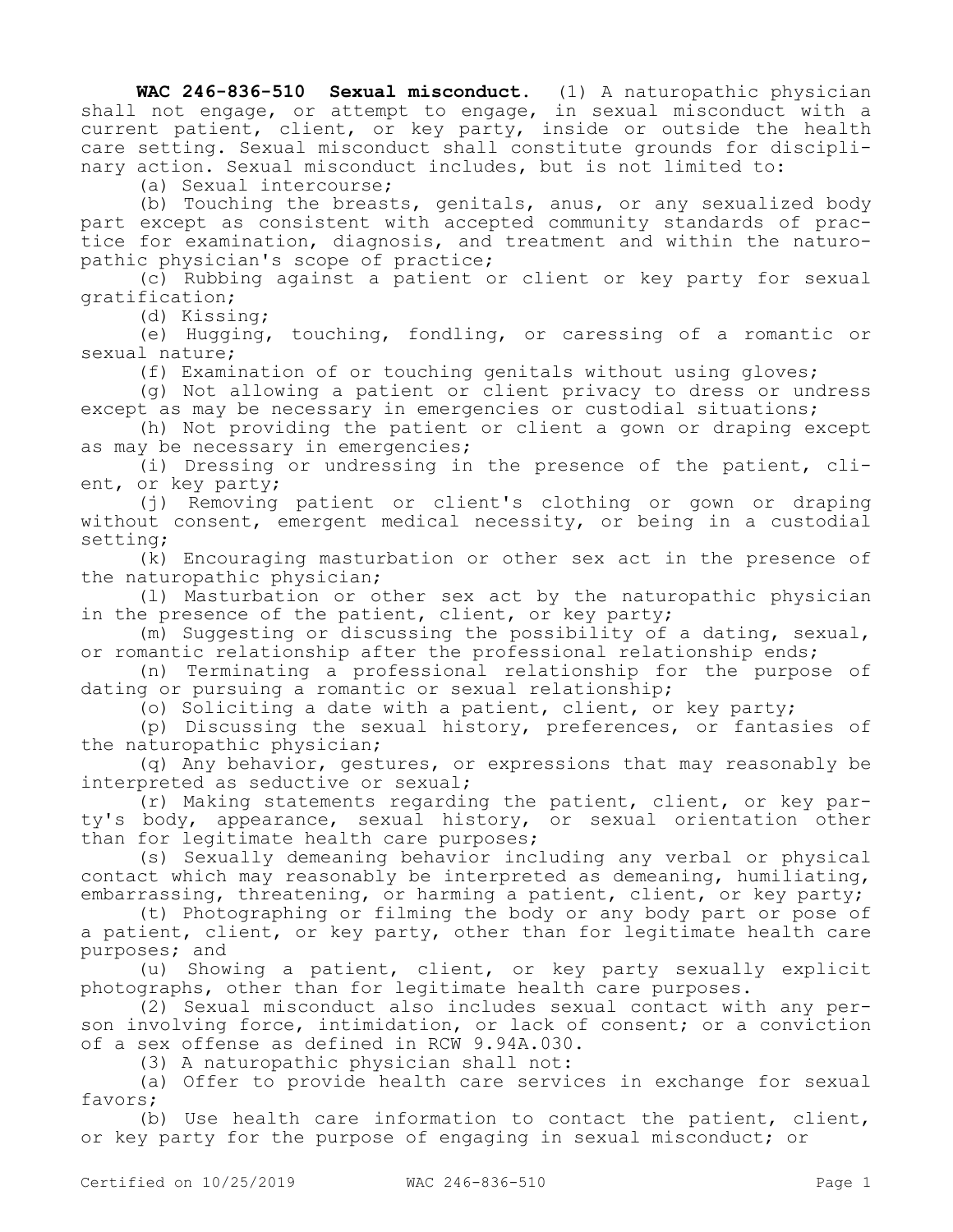**WAC 246-836-510 Sexual misconduct.** (1) A naturopathic physician shall not engage, or attempt to engage, in sexual misconduct with a current patient, client, or key party, inside or outside the health care setting. Sexual misconduct shall constitute grounds for disciplinary action. Sexual misconduct includes, but is not limited to:

(a) Sexual intercourse;

(b) Touching the breasts, genitals, anus, or any sexualized body part except as consistent with accepted community standards of practice for examination, diagnosis, and treatment and within the naturopathic physician's scope of practice;

(c) Rubbing against a patient or client or key party for sexual gratification;

(d) Kissing;

(e) Hugging, touching, fondling, or caressing of a romantic or sexual nature;

(f) Examination of or touching genitals without using gloves;

(g) Not allowing a patient or client privacy to dress or undress except as may be necessary in emergencies or custodial situations;

(h) Not providing the patient or client a gown or draping except as may be necessary in emergencies;

(i) Dressing or undressing in the presence of the patient, client, or key party;

(j) Removing patient or client's clothing or gown or draping without consent, emergent medical necessity, or being in a custodial setting;

(k) Encouraging masturbation or other sex act in the presence of the naturopathic physician;

(l) Masturbation or other sex act by the naturopathic physician in the presence of the patient, client, or key party;

(m) Suggesting or discussing the possibility of a dating, sexual, or romantic relationship after the professional relationship ends;

(n) Terminating a professional relationship for the purpose of dating or pursuing a romantic or sexual relationship;

(o) Soliciting a date with a patient, client, or key party;

(p) Discussing the sexual history, preferences, or fantasies of the naturopathic physician;

(q) Any behavior, gestures, or expressions that may reasonably be interpreted as seductive or sexual;

(r) Making statements regarding the patient, client, or key party's body, appearance, sexual history, or sexual orientation other than for legitimate health care purposes;

(s) Sexually demeaning behavior including any verbal or physical contact which may reasonably be interpreted as demeaning, humiliating, embarrassing, threatening, or harming a patient, client, or key party;

(t) Photographing or filming the body or any body part or pose of a patient, client, or key party, other than for legitimate health care purposes; and

(u) Showing a patient, client, or key party sexually explicit photographs, other than for legitimate health care purposes.

(2) Sexual misconduct also includes sexual contact with any person involving force, intimidation, or lack of consent; or a conviction of a sex offense as defined in RCW 9.94A.030.

(3) A naturopathic physician shall not:

(a) Offer to provide health care services in exchange for sexual favors;

(b) Use health care information to contact the patient, client, or key party for the purpose of engaging in sexual misconduct; or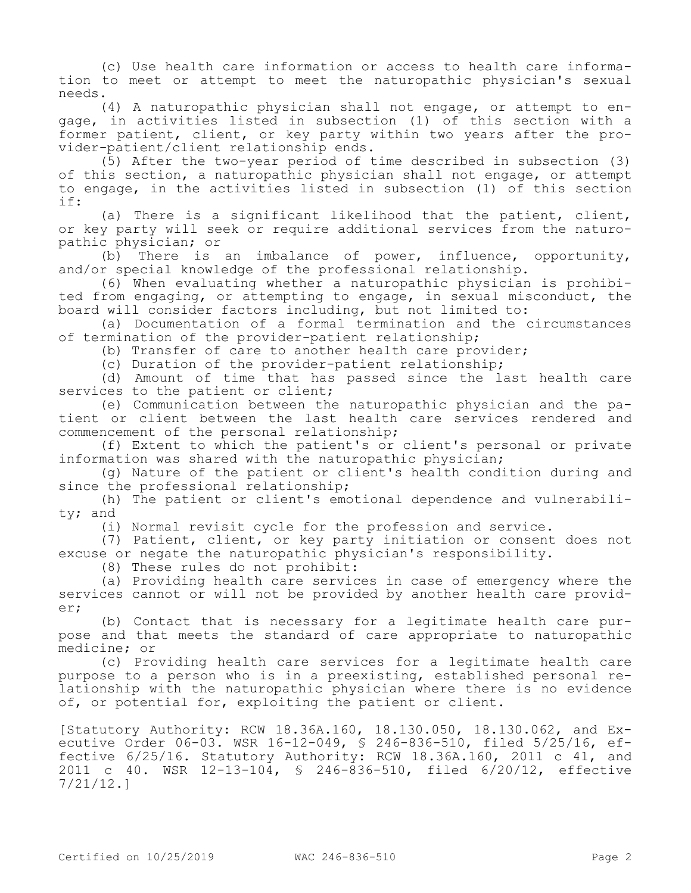(c) Use health care information or access to health care information to meet or attempt to meet the naturopathic physician's sexual needs.

(4) A naturopathic physician shall not engage, or attempt to engage, in activities listed in subsection (1) of this section with a former patient, client, or key party within two years after the provider-patient/client relationship ends.

(5) After the two-year period of time described in subsection (3) of this section, a naturopathic physician shall not engage, or attempt to engage, in the activities listed in subsection (1) of this section if:

(a) There is a significant likelihood that the patient, client, or key party will seek or require additional services from the naturopathic physician; or

(b) There is an imbalance of power, influence, opportunity, and/or special knowledge of the professional relationship.

(6) When evaluating whether a naturopathic physician is prohibited from engaging, or attempting to engage, in sexual misconduct, the board will consider factors including, but not limited to:

(a) Documentation of a formal termination and the circumstances of termination of the provider-patient relationship;

(b) Transfer of care to another health care provider;

(c) Duration of the provider-patient relationship;

(d) Amount of time that has passed since the last health care services to the patient or client;

(e) Communication between the naturopathic physician and the patient or client between the last health care services rendered and commencement of the personal relationship;

(f) Extent to which the patient's or client's personal or private information was shared with the naturopathic physician;

(g) Nature of the patient or client's health condition during and since the professional relationship;

(h) The patient or client's emotional dependence and vulnerability; and

(i) Normal revisit cycle for the profession and service.

(7) Patient, client, or key party initiation or consent does not excuse or negate the naturopathic physician's responsibility.

(8) These rules do not prohibit:

(a) Providing health care services in case of emergency where the services cannot or will not be provided by another health care provider;

(b) Contact that is necessary for a legitimate health care purpose and that meets the standard of care appropriate to naturopathic medicine; or

(c) Providing health care services for a legitimate health care purpose to a person who is in a preexisting, established personal relationship with the naturopathic physician where there is no evidence of, or potential for, exploiting the patient or client.

[Statutory Authority: RCW 18.36A.160, 18.130.050, 18.130.062, and Executive Order 06-03. WSR 16-12-049, § 246-836-510, filed 5/25/16, effective 6/25/16. Statutory Authority: RCW 18.36A.160, 2011 c 41, and 2011 c 40. WSR 12-13-104, § 246-836-510, filed 6/20/12, effective 7/21/12.]